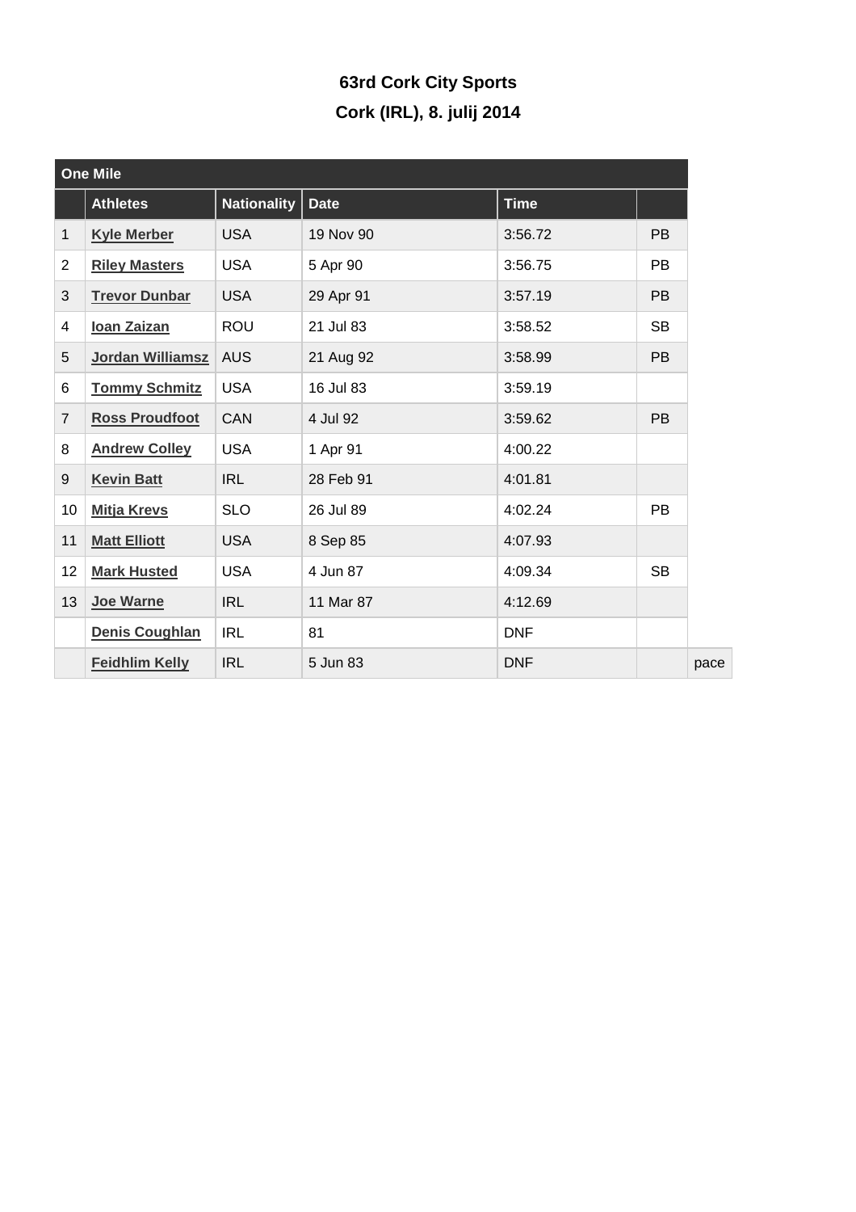# 63rd Cork City Sports

## Cork (IRL), 8. julij 2014

| One Mile | | | | | | |
|---|---|---|---|---|---|---|
| | **Athletes** | **Nationality** | **Date** | **Time** | | |
| 1 | **Kyle Merber** | USA | 19 Nov 90 | 3:56.72 | PB | |
| 2 | **Riley Masters** | USA | 5 Apr 90 | 3:56.75 | PB | |
| 3 | **Trevor Dunbar** | USA | 29 Apr 91 | 3:57.19 | PB | |
| 4 | **Ioan Zaizan** | ROU | 21 Jul 83 | 3:58.52 | SB | |
| 5 | **Jordan Williamsz** | AUS | 21 Aug 92 | 3:58.99 | PB | |
| 6 | **Tommy Schmitz** | USA | 16 Jul 83 | 3:59.19 | | |
| 7 | **Ross Proudfoot** | CAN | 4 Jul 92 | 3:59.62 | PB | |
| 8 | **Andrew Colley** | USA | 1 Apr 91 | 4:00.22 | | |
| 9 | **Kevin Batt** | IRL | 28 Feb 91 | 4:01.81 | | |
| 10 | **Mitja Krevs** | SLO | 26 Jul 89 | 4:02.24 | PB | |
| 11 | **Matt Elliott** | USA | 8 Sep 85 | 4:07.93 | | |
| 12 | **Mark Husted** | USA | 4 Jun 87 | 4:09.34 | SB | |
| 13 | **Joe Warne** | IRL | 11 Mar 87 | 4:12.69 | | |
| | **Denis Coughlan** | IRL | 81 | DNF | | |
| | **Feidhlim Kelly** | IRL | 5 Jun 83 | DNF | | pace |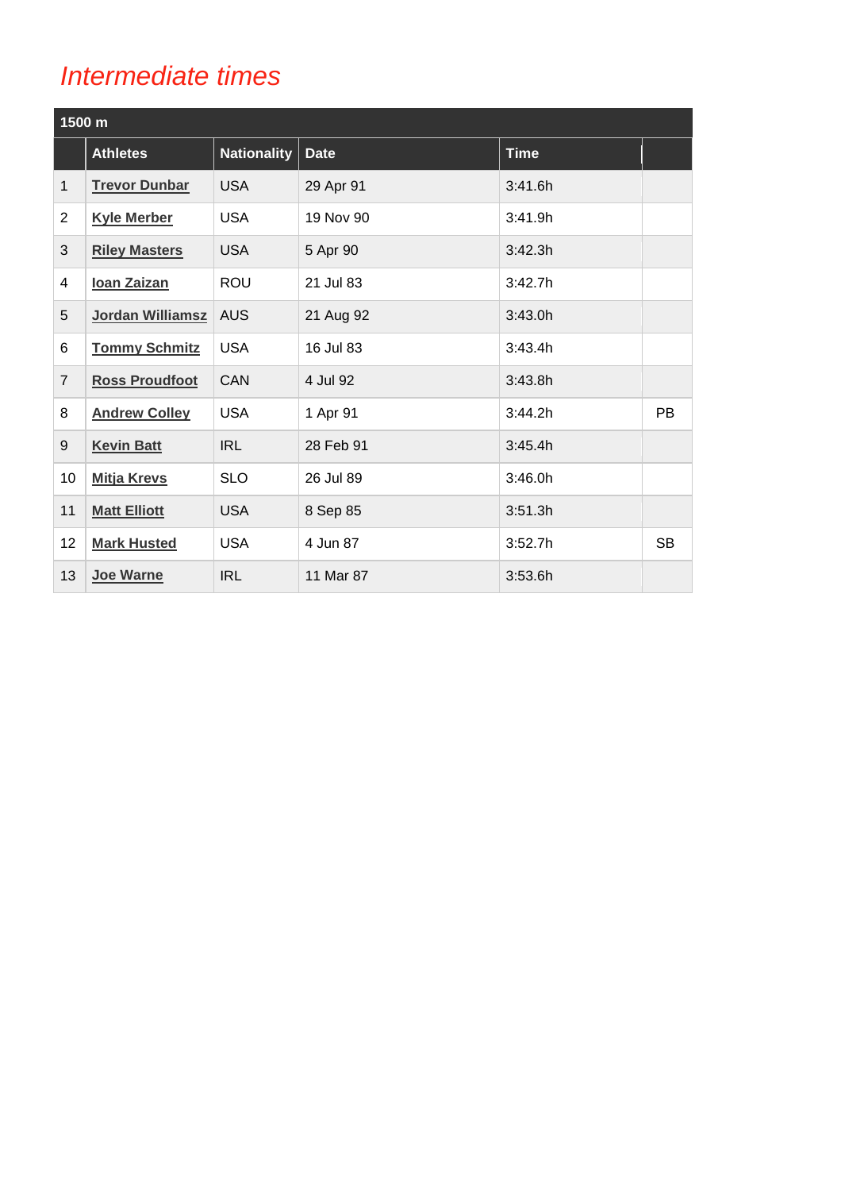# *Intermediate times*

| 1500 m | | | | | |
|---|---|---|---|---|---|
| | **Athletes** | **Nationality** | **Date** | **Time** | |
| 1 | **Trevor Dunbar** | USA | 29 Apr 91 | 3:41.6h | |
| 2 | **Kyle Merber** | USA | 19 Nov 90 | 3:41.9h | |
| 3 | **Riley Masters** | USA | 5 Apr 90 | 3:42.3h | |
| 4 | **Ioan Zaizan** | ROU | 21 Jul 83 | 3:42.7h | |
| 5 | **Jordan Williamsz** | AUS | 21 Aug 92 | 3:43.0h | |
| 6 | **Tommy Schmitz** | USA | 16 Jul 83 | 3:43.4h | |
| 7 | **Ross Proudfoot** | CAN | 4 Jul 92 | 3:43.8h | |
| 8 | **Andrew Colley** | USA | 1 Apr 91 | 3:44.2h | PB |
| 9 | **Kevin Batt** | IRL | 28 Feb 91 | 3:45.4h | |
| 10 | **Mitja Krevs** | SLO | 26 Jul 89 | 3:46.0h | |
| 11 | **Matt Elliott** | USA | 8 Sep 85 | 3:51.3h | |
| 12 | **Mark Husted** | USA | 4 Jun 87 | 3:52.7h | SB |
| 13 | **Joe Warne** | IRL | 11 Mar 87 | 3:53.6h | |